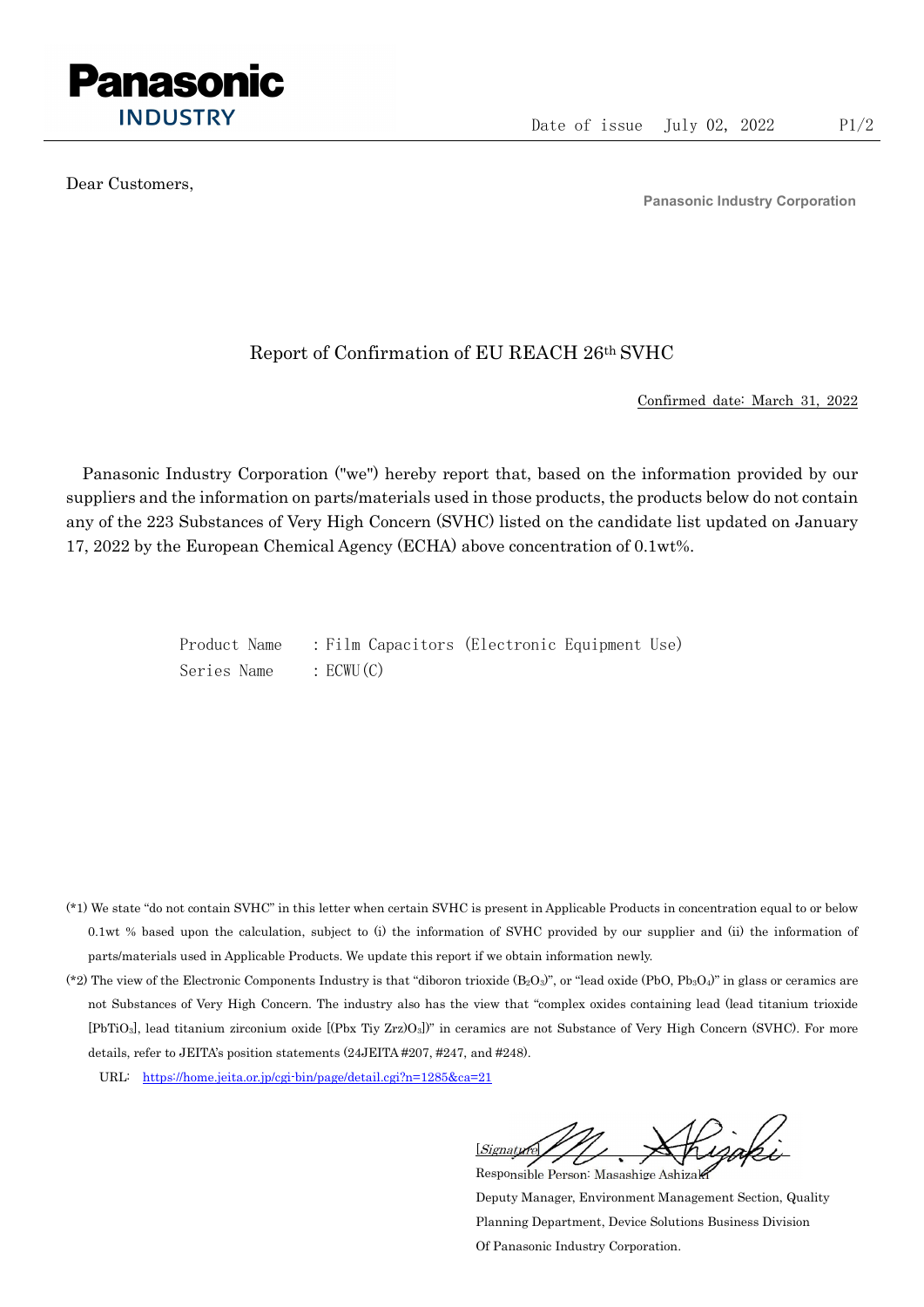Date of issue July 02, 2022

Dear Customers,

**Panasonic Industry Corporation**

# Report of Confirmation of EU REACH 26th SVHC

Confirmed date: March 31, 2022

Panasonic Industry Corporation ("we") hereby report that, based on the information provided by our suppliers and the information on parts/materials used in those products, the products below do not contain any of the 223 Substances of Very High Concern (SVHC) listed on the candidate list updated on January 17, 2022 by the European Chemical Agency (ECHA) above concentration of 0.1wt%.

Product Name : Film Capacitors (Electronic Equipment Use)
Series Name : ECWU(C)

(*1) We state "do not contain SVHC" in this letter when certain SVHC is present in Applicable Products in concentration equal to or below 0.1wt % based upon the calculation, subject to (i) the information of SVHC provided by our supplier and (ii) the information of parts/materials used in Applicable Products. We update this report if we obtain information newly.

(*2) The view of the Electronic Components Industry is that "diboron trioxide ($B_2O_3$)", or "lead oxide ($PbO$, $Pb_3O_4$)" in glass or ceramics are not Substances of Very High Concern. The industry also has the view that "complex oxides containing lead (lead titanium trioxide [$PbTiO_3$], lead titanium zirconium oxide [$(Pbx\ Tiy\ Zrz)O_3$])" in ceramics are not Substance of Very High Concern (SVHC). For more details, refer to JEITA's position statements (24JEITA #207, #247, and #248).

URL: https://home.jeita.or.jp/cgi-bin/page/detail.cgi?n=1285&ca=21

[Signature]
Responsible Person: Masashige Ashizaki
Deputy Manager, Environment Management Section, Quality Planning Department, Device Solutions Business Division
Of Panasonic Industry Corporation.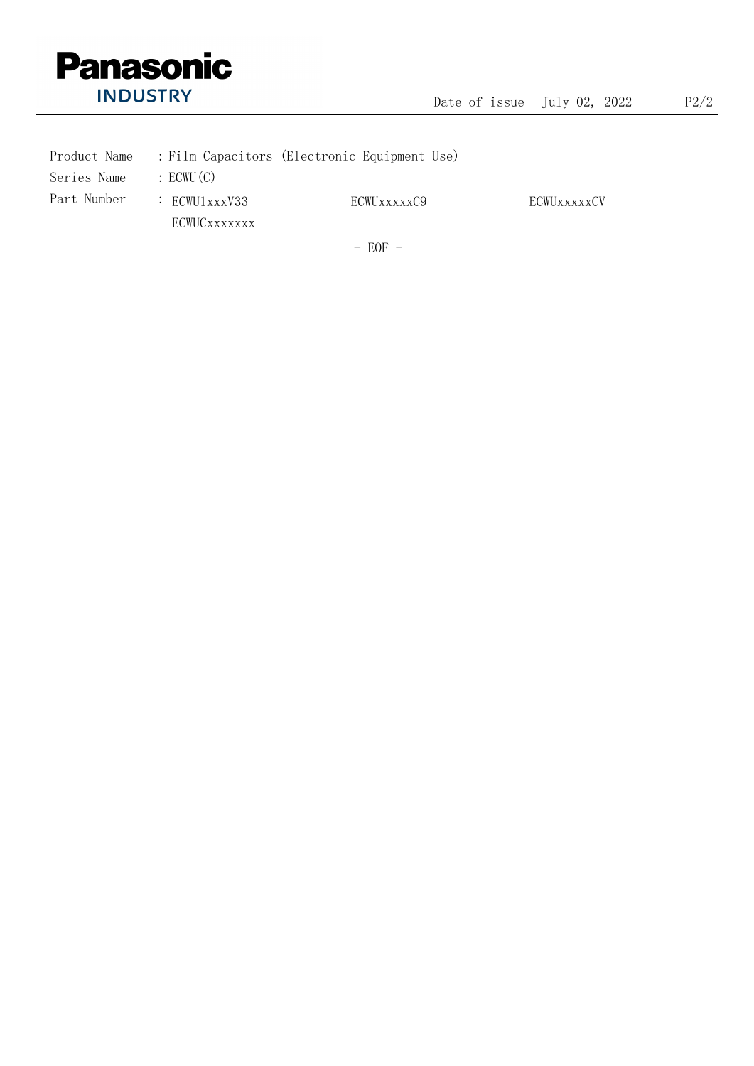Product Name : Film Capacitors (Electronic Equipment Use)

Series Name : ECWU(C)

Part Number : ECWU1xxxV33　　ECWUxxxxxC9　　ECWUxxxxxCV

ECWUCxxxxxxx

－ EOF －